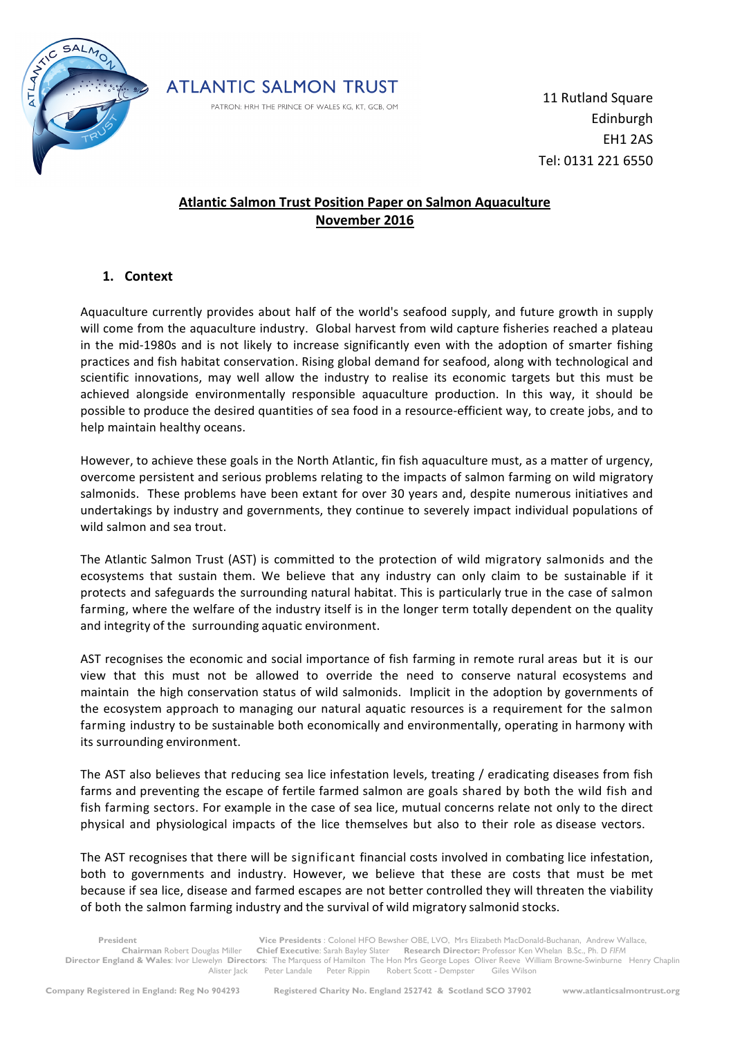ATLANTIC SALMON TRUST

PATRON: HRH THE PRINCE OF WALES KG, KT, GCB, OM

11 Rutland Square
Edinburgh
EH1 2AS
Tel: 0131 221 6550

# Atlantic Salmon Trust Position Paper on Salmon Aquaculture
# November 2016

## 1. Context

Aquaculture currently provides about half of the world's seafood supply, and future growth in supply will come from the aquaculture industry. Global harvest from wild capture fisheries reached a plateau in the mid-1980s and is not likely to increase significantly even with the adoption of smarter fishing practices and fish habitat conservation. Rising global demand for seafood, along with technological and scientific innovations, may well allow the industry to realise its economic targets but this must be achieved alongside environmentally responsible aquaculture production. In this way, it should be possible to produce the desired quantities of sea food in a resource-efficient way, to create jobs, and to help maintain healthy oceans.

However, to achieve these goals in the North Atlantic, fin fish aquaculture must, as a matter of urgency, overcome persistent and serious problems relating to the impacts of salmon farming on wild migratory salmonids. These problems have been extant for over 30 years and, despite numerous initiatives and undertakings by industry and governments, they continue to severely impact individual populations of wild salmon and sea trout.

The Atlantic Salmon Trust (AST) is committed to the protection of wild migratory salmonids and the ecosystems that sustain them. We believe that any industry can only claim to be sustainable if it protects and safeguards the surrounding natural habitat. This is particularly true in the case of salmon farming, where the welfare of the industry itself is in the longer term totally dependent on the quality and integrity of the surrounding aquatic environment.

AST recognises the economic and social importance of fish farming in remote rural areas but it is our view that this must not be allowed to override the need to conserve natural ecosystems and maintain the high conservation status of wild salmonids. Implicit in the adoption by governments of the ecosystem approach to managing our natural aquatic resources is a requirement for the salmon farming industry to be sustainable both economically and environmentally, operating in harmony with its surrounding environment.

The AST also believes that reducing sea lice infestation levels, treating / eradicating diseases from fish farms and preventing the escape of fertile farmed salmon are goals shared by both the wild fish and fish farming sectors. For example in the case of sea lice, mutual concerns relate not only to the direct physical and physiological impacts of the lice themselves but also to their role as disease vectors.

The AST recognises that there will be significant financial costs involved in combating lice infestation, both to governments and industry. However, we believe that these are costs that must be met because if sea lice, disease and farmed escapes are not better controlled they will threaten the viability of both the salmon farming industry and the survival of wild migratory salmonid stocks.

**President** **Vice Presidents**: Colonel HFO Bewsher OBE, LVO, Mrs Elizabeth MacDonald-Buchanan, Andrew Wallace,
**Chairman** Robert Douglas Miller **Chief Executive**: Sarah Bayley Slater **Research Director:** Professor Ken Whelan B.Sc., Ph. D *FIFM*
**Director England & Wales**: Ivor Llewelyn **Directors**: The Marquess of Hamilton The Hon Mrs George Lopes Oliver Reeve William Browne-Swinburne Henry Chaplin Alister Jack Peter Landale Peter Rippin Robert Scott - Dempster Giles Wilson

Company Registered in England: Reg No 904293 Registered Charity No. England 252742 & Scotland SCO 37902 www.atlanticsalmontrust.org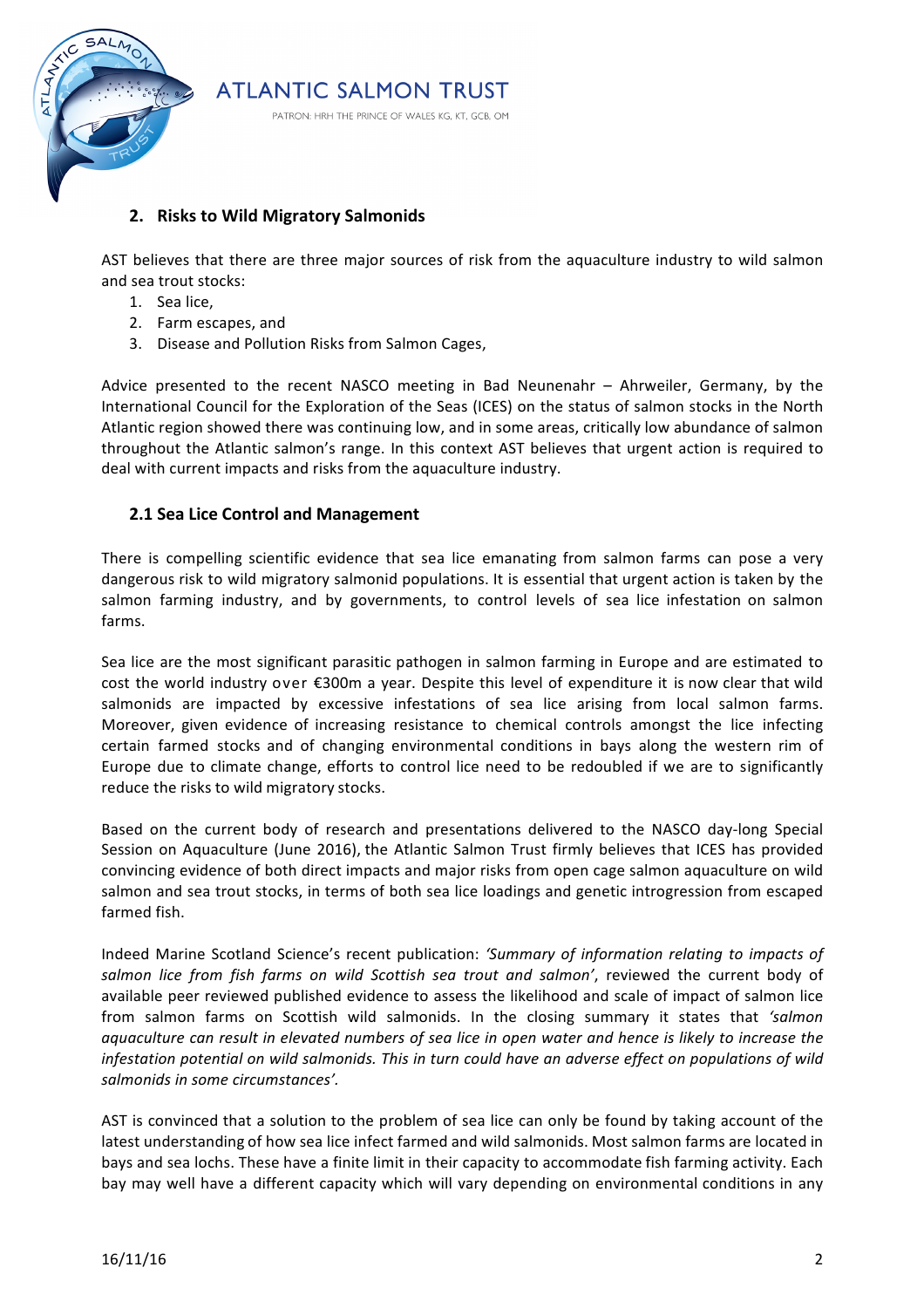## 2. Risks to Wild Migratory Salmonids

AST believes that there are three major sources of risk from the aquaculture industry to wild salmon and sea trout stocks:

1. Sea lice,
2. Farm escapes, and
3. Disease and Pollution Risks from Salmon Cages,

Advice presented to the recent NASCO meeting in Bad Neunenahr – Ahrweiler, Germany, by the International Council for the Exploration of the Seas (ICES) on the status of salmon stocks in the North Atlantic region showed there was continuing low, and in some areas, critically low abundance of salmon throughout the Atlantic salmon's range. In this context AST believes that urgent action is required to deal with current impacts and risks from the aquaculture industry.

### 2.1 Sea Lice Control and Management

There is compelling scientific evidence that sea lice emanating from salmon farms can pose a very dangerous risk to wild migratory salmonid populations. It is essential that urgent action is taken by the salmon farming industry, and by governments, to control levels of sea lice infestation on salmon farms.

Sea lice are the most significant parasitic pathogen in salmon farming in Europe and are estimated to cost the world industry over €300m a year. Despite this level of expenditure it is now clear that wild salmonids are impacted by excessive infestations of sea lice arising from local salmon farms. Moreover, given evidence of increasing resistance to chemical controls amongst the lice infecting certain farmed stocks and of changing environmental conditions in bays along the western rim of Europe due to climate change, efforts to control lice need to be redoubled if we are to significantly reduce the risks to wild migratory stocks.

Based on the current body of research and presentations delivered to the NASCO day-long Special Session on Aquaculture (June 2016), the Atlantic Salmon Trust firmly believes that ICES has provided convincing evidence of both direct impacts and major risks from open cage salmon aquaculture on wild salmon and sea trout stocks, in terms of both sea lice loadings and genetic introgression from escaped farmed fish.

Indeed Marine Scotland Science's recent publication: *'Summary of information relating to impacts of salmon lice from fish farms on wild Scottish sea trout and salmon'*, reviewed the current body of available peer reviewed published evidence to assess the likelihood and scale of impact of salmon lice from salmon farms on Scottish wild salmonids. In the closing summary it states that *'salmon aquaculture can result in elevated numbers of sea lice in open water and hence is likely to increase the infestation potential on wild salmonids. This in turn could have an adverse effect on populations of wild salmonids in some circumstances'.*

AST is convinced that a solution to the problem of sea lice can only be found by taking account of the latest understanding of how sea lice infect farmed and wild salmonids. Most salmon farms are located in bays and sea lochs. These have a finite limit in their capacity to accommodate fish farming activity. Each bay may well have a different capacity which will vary depending on environmental conditions in any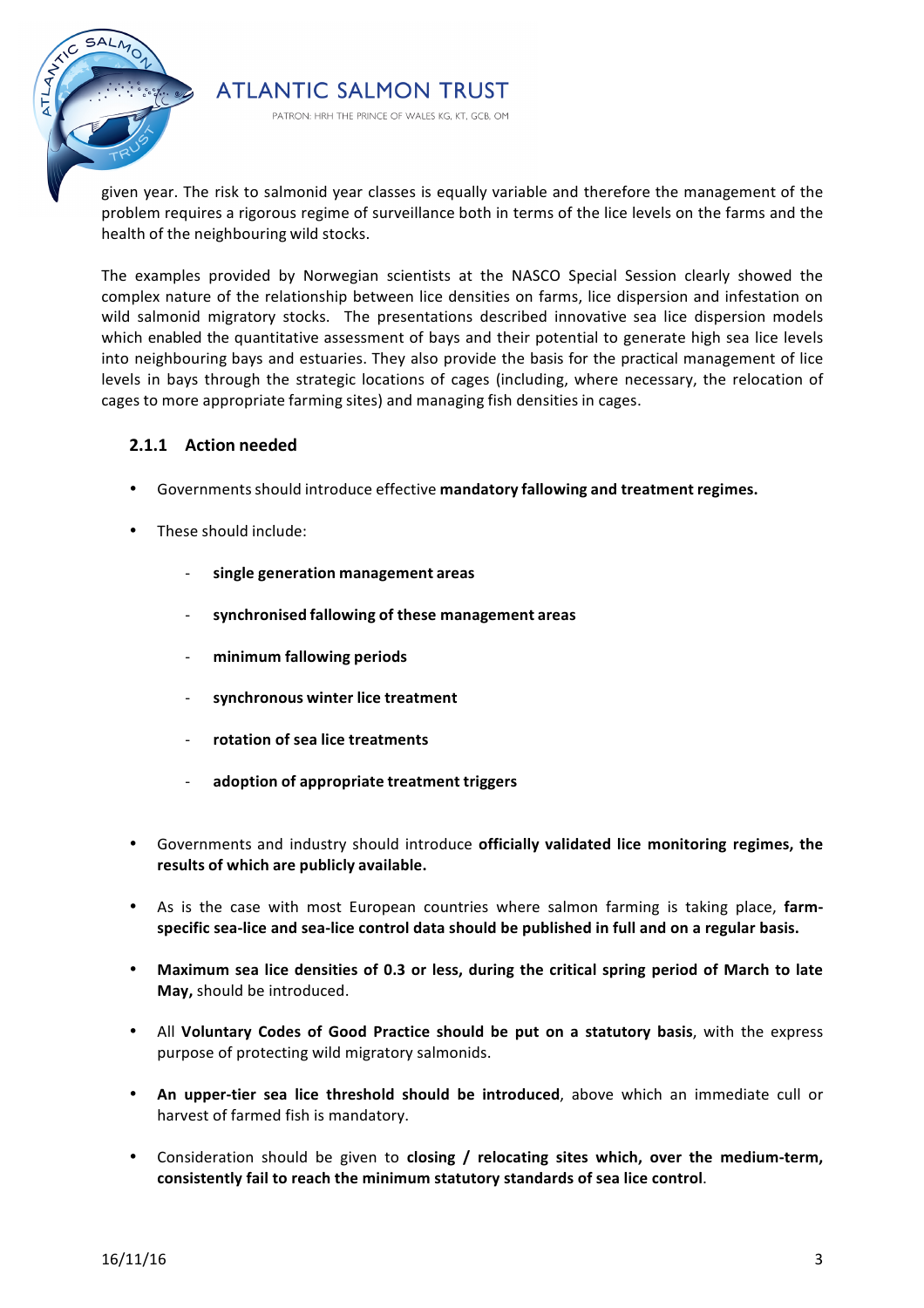given year. The risk to salmonid year classes is equally variable and therefore the management of the problem requires a rigorous regime of surveillance both in terms of the lice levels on the farms and the health of the neighbouring wild stocks.

The examples provided by Norwegian scientists at the NASCO Special Session clearly showed the complex nature of the relationship between lice densities on farms, lice dispersion and infestation on wild salmonid migratory stocks. The presentations described innovative sea lice dispersion models which enabled the quantitative assessment of bays and their potential to generate high sea lice levels into neighbouring bays and estuaries. They also provide the basis for the practical management of lice levels in bays through the strategic locations of cages (including, where necessary, the relocation of cages to more appropriate farming sites) and managing fish densities in cages.

### 2.1.1 Action needed

- Governments should introduce effective **mandatory fallowing and treatment regimes.**
- These should include:
  - **single generation management areas**
  - **synchronised fallowing of these management areas**
  - **minimum fallowing periods**
  - **synchronous winter lice treatment**
  - **rotation of sea lice treatments**
  - **adoption of appropriate treatment triggers**
- Governments and industry should introduce **officially validated lice monitoring regimes, the results of which are publicly available.**
- As is the case with most European countries where salmon farming is taking place, **farm-specific sea-lice and sea-lice control data should be published in full and on a regular basis.**
- **Maximum sea lice densities of 0.3 or less, during the critical spring period of March to late May,** should be introduced.
- All **Voluntary Codes of Good Practice should be put on a statutory basis**, with the express purpose of protecting wild migratory salmonids.
- **An upper-tier sea lice threshold should be introduced**, above which an immediate cull or harvest of farmed fish is mandatory.
- Consideration should be given to **closing / relocating sites which, over the medium-term, consistently fail to reach the minimum statutory standards of sea lice control**.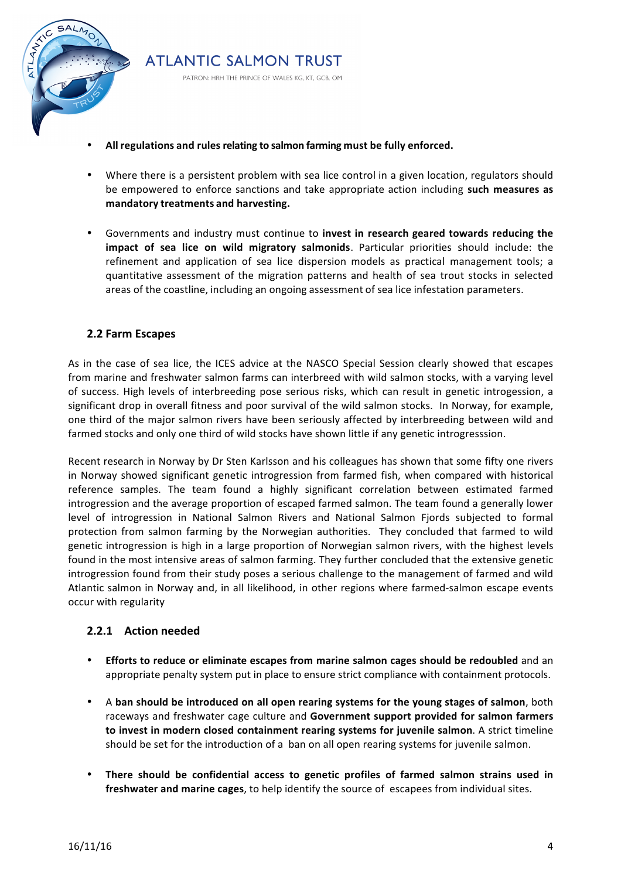- **All regulations and rules relating to salmon farming must be fully enforced.**

- Where there is a persistent problem with sea lice control in a given location, regulators should be empowered to enforce sanctions and take appropriate action including **such measures as mandatory treatments and harvesting.**

- Governments and industry must continue to **invest in research geared towards reducing the impact of sea lice on wild migratory salmonids**. Particular priorities should include: the refinement and application of sea lice dispersion models as practical management tools; a quantitative assessment of the migration patterns and health of sea trout stocks in selected areas of the coastline, including an ongoing assessment of sea lice infestation parameters.

## 2.2 Farm Escapes

As in the case of sea lice, the ICES advice at the NASCO Special Session clearly showed that escapes from marine and freshwater salmon farms can interbreed with wild salmon stocks, with a varying level of success. High levels of interbreeding pose serious risks, which can result in genetic introgession, a significant drop in overall fitness and poor survival of the wild salmon stocks. In Norway, for example, one third of the major salmon rivers have been seriously affected by interbreeding between wild and farmed stocks and only one third of wild stocks have shown little if any genetic introgresssion.

Recent research in Norway by Dr Sten Karlsson and his colleagues has shown that some fifty one rivers in Norway showed significant genetic introgression from farmed fish, when compared with historical reference samples. The team found a highly significant correlation between estimated farmed introgression and the average proportion of escaped farmed salmon. The team found a generally lower level of introgression in National Salmon Rivers and National Salmon Fjords subjected to formal protection from salmon farming by the Norwegian authorities. They concluded that farmed to wild genetic introgression is high in a large proportion of Norwegian salmon rivers, with the highest levels found in the most intensive areas of salmon farming. They further concluded that the extensive genetic introgression found from their study poses a serious challenge to the management of farmed and wild Atlantic salmon in Norway and, in all likelihood, in other regions where farmed-salmon escape events occur with regularity

### 2.2.1 Action needed

- **Efforts to reduce or eliminate escapes from marine salmon cages should be redoubled** and an appropriate penalty system put in place to ensure strict compliance with containment protocols.

- A **ban should be introduced on all open rearing systems for the young stages of salmon**, both raceways and freshwater cage culture and **Government support provided for salmon farmers to invest in modern closed containment rearing systems for juvenile salmon**. A strict timeline should be set for the introduction of a ban on all open rearing systems for juvenile salmon.

- **There should be confidential access to genetic profiles of farmed salmon strains used in freshwater and marine cages**, to help identify the source of escapees from individual sites.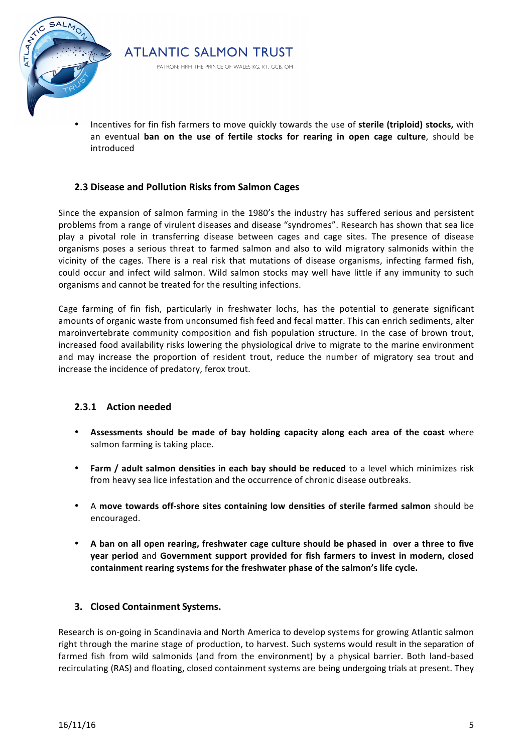- Incentives for fin fish farmers to move quickly towards the use of **sterile (triploid) stocks,** with an eventual **ban on the use of fertile stocks for rearing in open cage culture**, should be introduced

### 2.3 Disease and Pollution Risks from Salmon Cages

Since the expansion of salmon farming in the 1980's the industry has suffered serious and persistent problems from a range of virulent diseases and disease "syndromes". Research has shown that sea lice play a pivotal role in transferring disease between cages and cage sites. The presence of disease organisms poses a serious threat to farmed salmon and also to wild migratory salmonids within the vicinity of the cages. There is a real risk that mutations of disease organisms, infecting farmed fish, could occur and infect wild salmon. Wild salmon stocks may well have little if any immunity to such organisms and cannot be treated for the resulting infections.

Cage farming of fin fish, particularly in freshwater lochs, has the potential to generate significant amounts of organic waste from unconsumed fish feed and fecal matter. This can enrich sediments, alter maroinvertebrate community composition and fish population structure. In the case of brown trout, increased food availability risks lowering the physiological drive to migrate to the marine environment and may increase the proportion of resident trout, reduce the number of migratory sea trout and increase the incidence of predatory, ferox trout.

#### 2.3.1 Action needed

- **Assessments should be made of bay holding capacity along each area of the coast** where salmon farming is taking place.
- **Farm / adult salmon densities in each bay should be reduced** to a level which minimizes risk from heavy sea lice infestation and the occurrence of chronic disease outbreaks.
- A **move towards off-shore sites containing low densities of sterile farmed salmon** should be encouraged.
- **A ban on all open rearing, freshwater cage culture should be phased in over a three to five year period** and **Government support provided for fish farmers to invest in modern, closed containment rearing systems for the freshwater phase of the salmon's life cycle.**

### 3. Closed Containment Systems.

Research is on-going in Scandinavia and North America to develop systems for growing Atlantic salmon right through the marine stage of production, to harvest. Such systems would result in the separation of farmed fish from wild salmonids (and from the environment) by a physical barrier. Both land-based recirculating (RAS) and floating, closed containment systems are being undergoing trials at present. They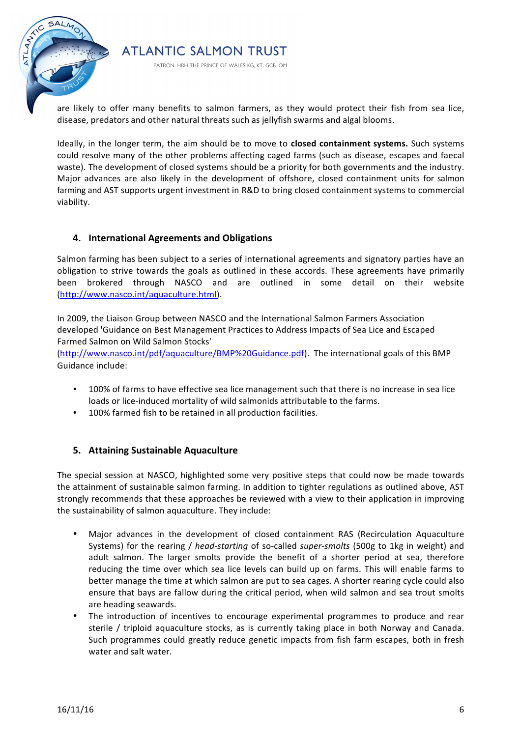are likely to offer many benefits to salmon farmers, as they would protect their fish from sea lice, disease, predators and other natural threats such as jellyfish swarms and algal blooms.

Ideally, in the longer term, the aim should be to move to **closed containment systems.** Such systems could resolve many of the other problems affecting caged farms (such as disease, escapes and faecal waste). The development of closed systems should be a priority for both governments and the industry. Major advances are also likely in the development of offshore, closed containment units for salmon farming and AST supports urgent investment in R&D to bring closed containment systems to commercial viability.

## 4. International Agreements and Obligations

Salmon farming has been subject to a series of international agreements and signatory parties have an obligation to strive towards the goals as outlined in these accords. These agreements have primarily been brokered through NASCO and are outlined in some detail on their website (http://www.nasco.int/aquaculture.html).

In 2009, the Liaison Group between NASCO and the International Salmon Farmers Association developed 'Guidance on Best Management Practices to Address Impacts of Sea Lice and Escaped Farmed Salmon on Wild Salmon Stocks' (http://www.nasco.int/pdf/aquaculture/BMP%20Guidance.pdf). The international goals of this BMP Guidance include:

- 100% of farms to have effective sea lice management such that there is no increase in sea lice loads or lice-induced mortality of wild salmonids attributable to the farms.
- 100% farmed fish to be retained in all production facilities.

## 5. Attaining Sustainable Aquaculture

The special session at NASCO, highlighted some very positive steps that could now be made towards the attainment of sustainable salmon farming. In addition to tighter regulations as outlined above, AST strongly recommends that these approaches be reviewed with a view to their application in improving the sustainability of salmon aquaculture. They include:

- Major advances in the development of closed containment RAS (Recirculation Aquaculture Systems) for the rearing / *head-starting* of so-called *super-smolts* (500g to 1kg in weight) and adult salmon. The larger smolts provide the benefit of a shorter period at sea, therefore reducing the time over which sea lice levels can build up on farms. This will enable farms to better manage the time at which salmon are put to sea cages. A shorter rearing cycle could also ensure that bays are fallow during the critical period, when wild salmon and sea trout smolts are heading seawards.
- The introduction of incentives to encourage experimental programmes to produce and rear sterile / triploid aquaculture stocks, as is currently taking place in both Norway and Canada. Such programmes could greatly reduce genetic impacts from fish farm escapes, both in fresh water and salt water.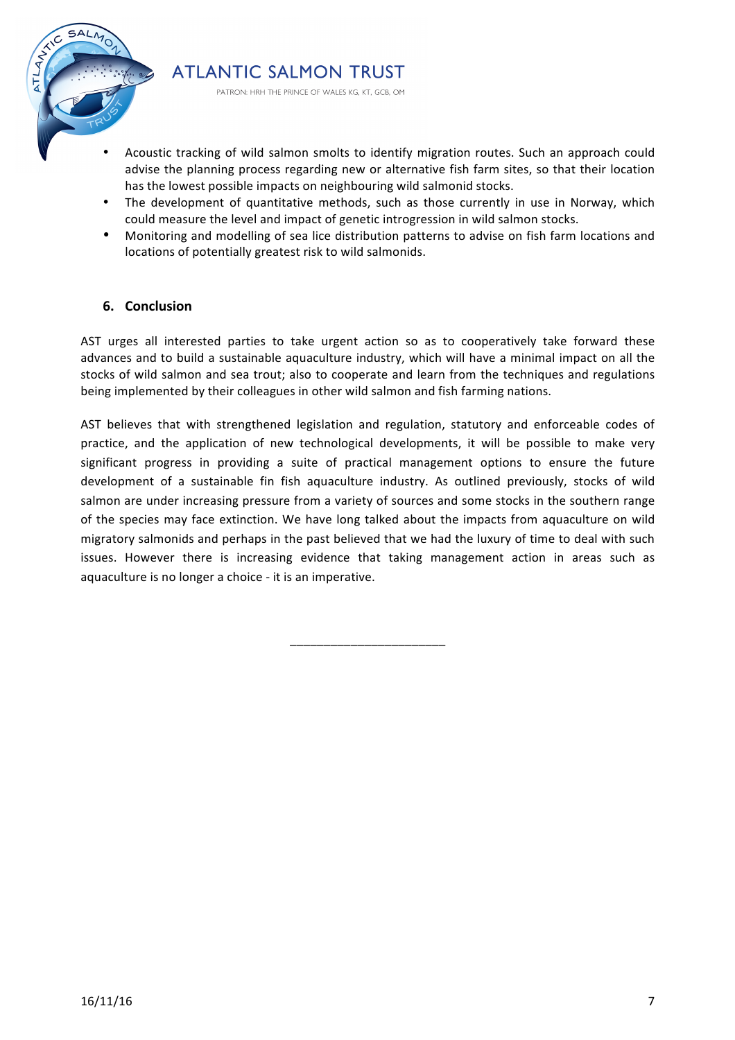- Acoustic tracking of wild salmon smolts to identify migration routes. Such an approach could advise the planning process regarding new or alternative fish farm sites, so that their location has the lowest possible impacts on neighbouring wild salmonid stocks.
- The development of quantitative methods, such as those currently in use in Norway, which could measure the level and impact of genetic introgression in wild salmon stocks.
- Monitoring and modelling of sea lice distribution patterns to advise on fish farm locations and locations of potentially greatest risk to wild salmonids.

## 6. Conclusion

AST urges all interested parties to take urgent action so as to cooperatively take forward these advances and to build a sustainable aquaculture industry, which will have a minimal impact on all the stocks of wild salmon and sea trout; also to cooperate and learn from the techniques and regulations being implemented by their colleagues in other wild salmon and fish farming nations.

AST believes that with strengthened legislation and regulation, statutory and enforceable codes of practice, and the application of new technological developments, it will be possible to make very significant progress in providing a suite of practical management options to ensure the future development of a sustainable fin fish aquaculture industry. As outlined previously, stocks of wild salmon are under increasing pressure from a variety of sources and some stocks in the southern range of the species may face extinction. We have long talked about the impacts from aquaculture on wild migratory salmonids and perhaps in the past believed that we had the luxury of time to deal with such issues. However there is increasing evidence that taking management action in areas such as aquaculture is no longer a choice - it is an imperative.

---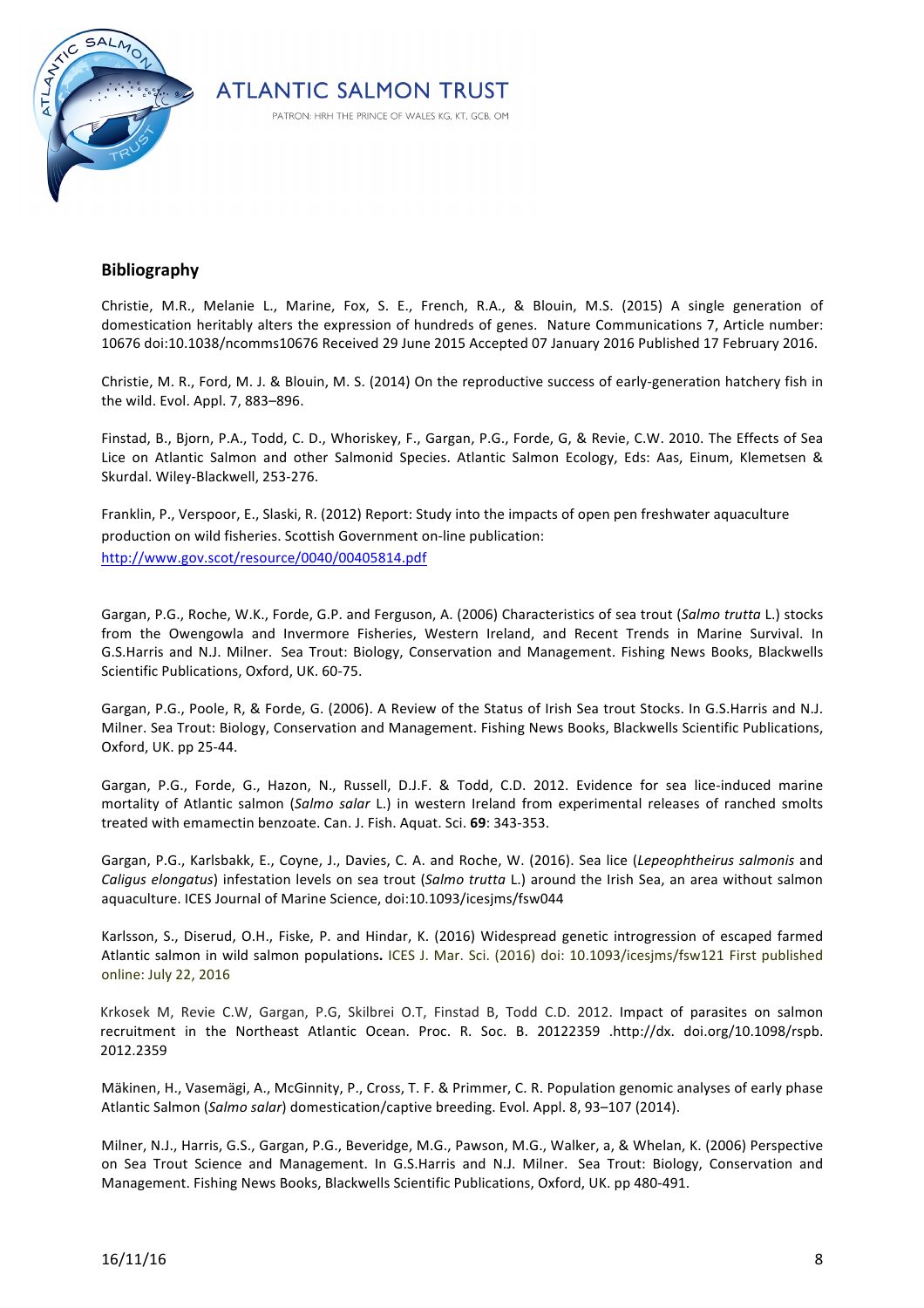## Bibliography

Christie, M.R., Melanie L., Marine, Fox, S. E., French, R.A., & Blouin, M.S. (2015) A single generation of domestication heritably alters the expression of hundreds of genes. Nature Communications 7, Article number: 10676 doi:10.1038/ncomms10676 Received 29 June 2015 Accepted 07 January 2016 Published 17 February 2016.

Christie, M. R., Ford, M. J. & Blouin, M. S. (2014) On the reproductive success of early-generation hatchery fish in the wild. Evol. Appl. 7, 883–896.

Finstad, B., Bjorn, P.A., Todd, C. D., Whoriskey, F., Gargan, P.G., Forde, G, & Revie, C.W. 2010. The Effects of Sea Lice on Atlantic Salmon and other Salmonid Species. Atlantic Salmon Ecology, Eds: Aas, Einum, Klemetsen & Skurdal. Wiley-Blackwell, 253-276.

Franklin, P., Verspoor, E., Slaski, R. (2012) Report: Study into the impacts of open pen freshwater aquaculture production on wild fisheries. Scottish Government on-line publication: http://www.gov.scot/resource/0040/00405814.pdf

Gargan, P.G., Roche, W.K., Forde, G.P. and Ferguson, A. (2006) Characteristics of sea trout (*Salmo trutta* L.) stocks from the Owengowla and Invermore Fisheries, Western Ireland, and Recent Trends in Marine Survival. In G.S.Harris and N.J. Milner. Sea Trout: Biology, Conservation and Management. Fishing News Books, Blackwells Scientific Publications, Oxford, UK. 60-75.

Gargan, P.G., Poole, R, & Forde, G. (2006). A Review of the Status of Irish Sea trout Stocks. In G.S.Harris and N.J. Milner. Sea Trout: Biology, Conservation and Management. Fishing News Books, Blackwells Scientific Publications, Oxford, UK. pp 25-44.

Gargan, P.G., Forde, G., Hazon, N., Russell, D.J.F. & Todd, C.D. 2012. Evidence for sea lice-induced marine mortality of Atlantic salmon (*Salmo salar* L.) in western Ireland from experimental releases of ranched smolts treated with emamectin benzoate. Can. J. Fish. Aquat. Sci. **69**: 343-353.

Gargan, P.G., Karlsbakk, E., Coyne, J., Davies, C. A. and Roche, W. (2016). Sea lice (*Lepeophtheirus salmonis* and *Caligus elongatus*) infestation levels on sea trout (*Salmo trutta* L.) around the Irish Sea, an area without salmon aquaculture. ICES Journal of Marine Science, doi:10.1093/icesjms/fsw044

Karlsson, S., Diserud, O.H., Fiske, P. and Hindar, K. (2016) Widespread genetic introgression of escaped farmed Atlantic salmon in wild salmon populations**.** ICES J. Mar. Sci. (2016) doi: 10.1093/icesjms/fsw121 First published online: July 22, 2016

Krkosek M, Revie C.W, Gargan, P.G, Skilbrei O.T, Finstad B, Todd C.D. 2012. Impact of parasites on salmon recruitment in the Northeast Atlantic Ocean. Proc. R. Soc. B. 20122359 .http://dx. doi.org/10.1098/rspb. 2012.2359

Mäkinen, H., Vasemägi, A., McGinnity, P., Cross, T. F. & Primmer, C. R. Population genomic analyses of early phase Atlantic Salmon (*Salmo salar*) domestication/captive breeding. Evol. Appl. 8, 93–107 (2014).

Milner, N.J., Harris, G.S., Gargan, P.G., Beveridge, M.G., Pawson, M.G., Walker, a, & Whelan, K. (2006) Perspective on Sea Trout Science and Management. In G.S.Harris and N.J. Milner. Sea Trout: Biology, Conservation and Management. Fishing News Books, Blackwells Scientific Publications, Oxford, UK. pp 480-491.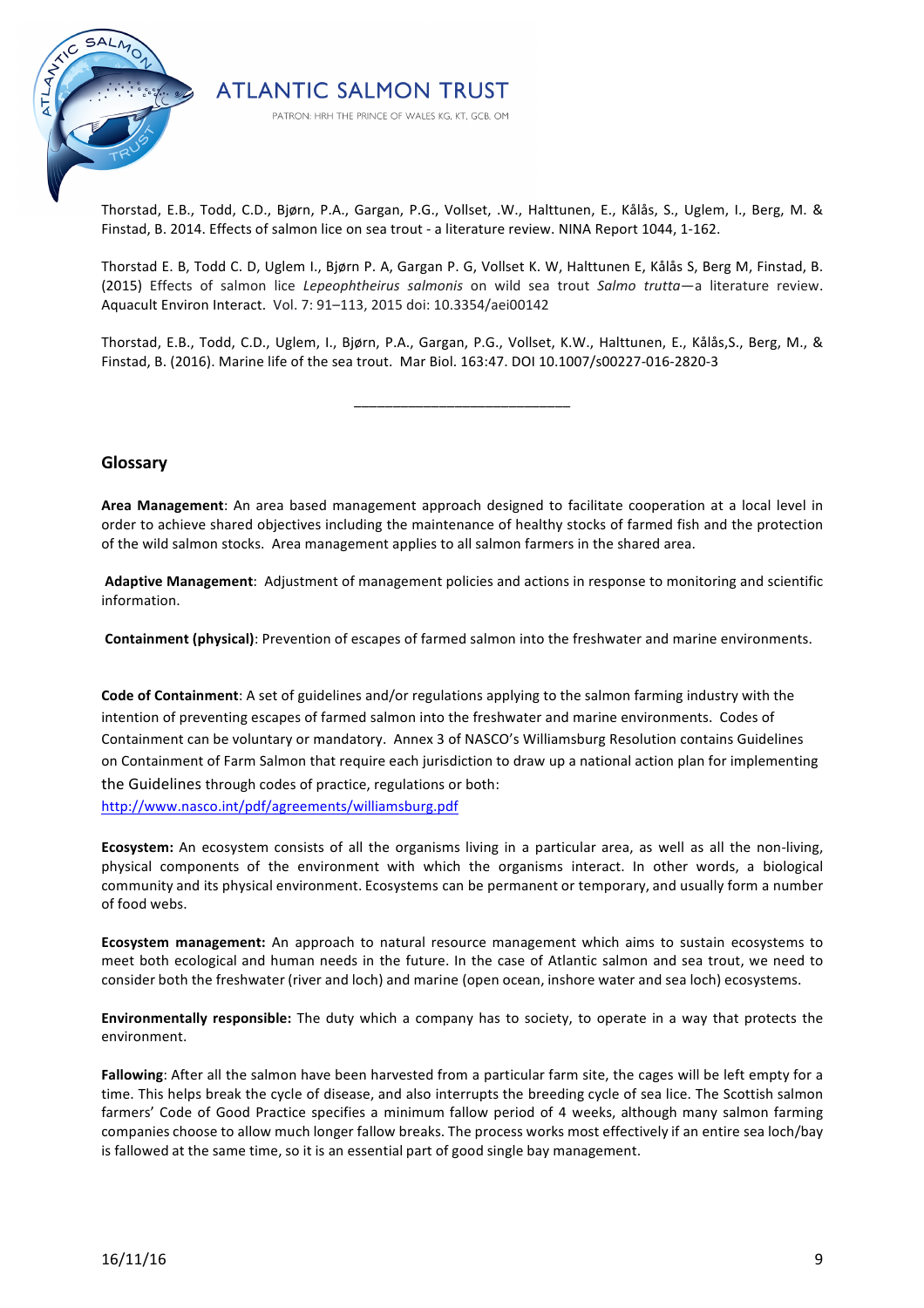Thorstad, E.B., Todd, C.D., Bjørn, P.A., Gargan, P.G., Vollset, .W., Halttunen, E., Kålås, S., Uglem, I., Berg, M. & Finstad, B. 2014. Effects of salmon lice on sea trout - a literature review. NINA Report 1044, 1-162.

Thorstad E. B, Todd C. D, Uglem I., Bjørn P. A, Gargan P. G, Vollset K. W, Halttunen E, Kålås S, Berg M, Finstad, B. (2015) Effects of salmon lice *Lepeophtheirus salmonis* on wild sea trout *Salmo trutta*—a literature review. Aquacult Environ Interact. Vol. 7: 91–113, 2015 doi: 10.3354/aei00142

Thorstad, E.B., Todd, C.D., Uglem, I., Bjørn, P.A., Gargan, P.G., Vollset, K.W., Halttunen, E., Kålås,S., Berg, M., & Finstad, B. (2016). Marine life of the sea trout. Mar Biol. 163:47. DOI 10.1007/s00227-016-2820-3

---

## Glossary

**Area Management**: An area based management approach designed to facilitate cooperation at a local level in order to achieve shared objectives including the maintenance of healthy stocks of farmed fish and the protection of the wild salmon stocks. Area management applies to all salmon farmers in the shared area.

**Adaptive Management**: Adjustment of management policies and actions in response to monitoring and scientific information.

**Containment (physical)**: Prevention of escapes of farmed salmon into the freshwater and marine environments.

**Code of Containment**: A set of guidelines and/or regulations applying to the salmon farming industry with the intention of preventing escapes of farmed salmon into the freshwater and marine environments. Codes of Containment can be voluntary or mandatory. Annex 3 of NASCO's Williamsburg Resolution contains Guidelines on Containment of Farm Salmon that require each jurisdiction to draw up a national action plan for implementing the Guidelines through codes of practice, regulations or both: http://www.nasco.int/pdf/agreements/williamsburg.pdf

**Ecosystem:** An ecosystem consists of all the organisms living in a particular area, as well as all the non-living, physical components of the environment with which the organisms interact. In other words, a biological community and its physical environment. Ecosystems can be permanent or temporary, and usually form a number of food webs.

**Ecosystem management:** An approach to natural resource management which aims to sustain ecosystems to meet both ecological and human needs in the future. In the case of Atlantic salmon and sea trout, we need to consider both the freshwater (river and loch) and marine (open ocean, inshore water and sea loch) ecosystems.

**Environmentally responsible:** The duty which a company has to society, to operate in a way that protects the environment.

**Fallowing**: After all the salmon have been harvested from a particular farm site, the cages will be left empty for a time. This helps break the cycle of disease, and also interrupts the breeding cycle of sea lice. The Scottish salmon farmers' Code of Good Practice specifies a minimum fallow period of 4 weeks, although many salmon farming companies choose to allow much longer fallow breaks. The process works most effectively if an entire sea loch/bay is fallowed at the same time, so it is an essential part of good single bay management.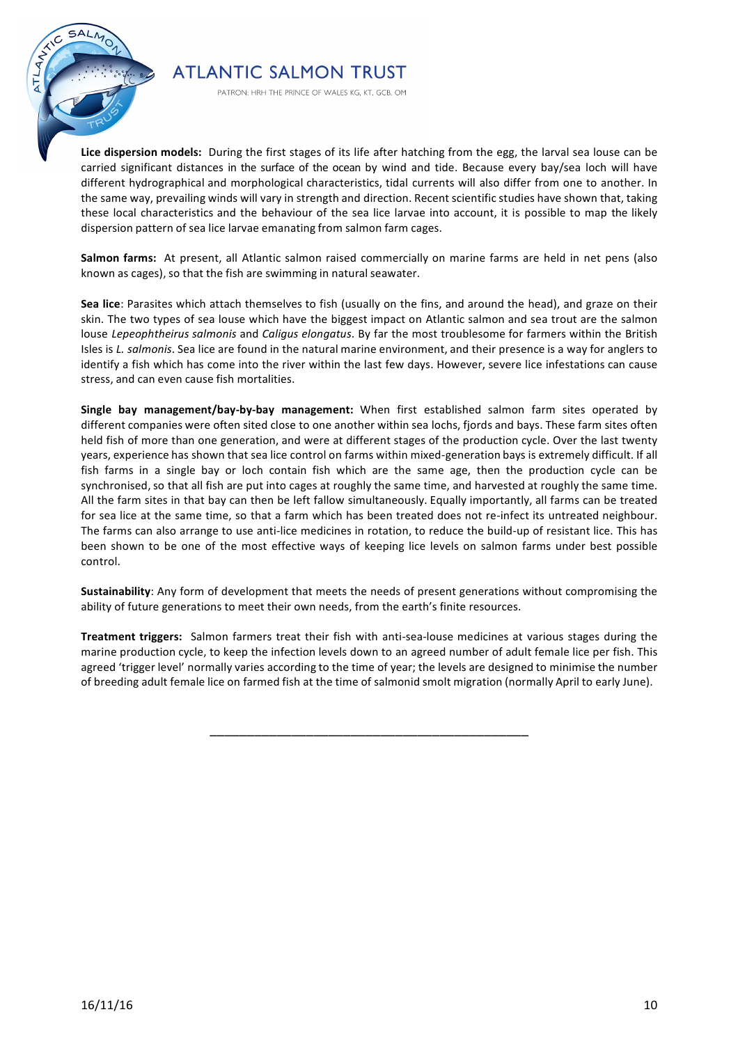**Lice dispersion models:** During the first stages of its life after hatching from the egg, the larval sea louse can be carried significant distances in the surface of the ocean by wind and tide. Because every bay/sea loch will have different hydrographical and morphological characteristics, tidal currents will also differ from one to another. In the same way, prevailing winds will vary in strength and direction. Recent scientific studies have shown that, taking these local characteristics and the behaviour of the sea lice larvae into account, it is possible to map the likely dispersion pattern of sea lice larvae emanating from salmon farm cages.

**Salmon farms:** At present, all Atlantic salmon raised commercially on marine farms are held in net pens (also known as cages), so that the fish are swimming in natural seawater.

**Sea lice**: Parasites which attach themselves to fish (usually on the fins, and around the head), and graze on their skin. The two types of sea louse which have the biggest impact on Atlantic salmon and sea trout are the salmon louse *Lepeophtheirus salmonis* and *Caligus elongatus*. By far the most troublesome for farmers within the British Isles is *L. salmonis*. Sea lice are found in the natural marine environment, and their presence is a way for anglers to identify a fish which has come into the river within the last few days. However, severe lice infestations can cause stress, and can even cause fish mortalities.

**Single bay management/bay-by-bay management:** When first established salmon farm sites operated by different companies were often sited close to one another within sea lochs, fjords and bays. These farm sites often held fish of more than one generation, and were at different stages of the production cycle. Over the last twenty years, experience has shown that sea lice control on farms within mixed-generation bays is extremely difficult. If all fish farms in a single bay or loch contain fish which are the same age, then the production cycle can be synchronised, so that all fish are put into cages at roughly the same time, and harvested at roughly the same time. All the farm sites in that bay can then be left fallow simultaneously. Equally importantly, all farms can be treated for sea lice at the same time, so that a farm which has been treated does not re-infect its untreated neighbour. The farms can also arrange to use anti-lice medicines in rotation, to reduce the build-up of resistant lice. This has been shown to be one of the most effective ways of keeping lice levels on salmon farms under best possible control.

**Sustainability**: Any form of development that meets the needs of present generations without compromising the ability of future generations to meet their own needs, from the earth's finite resources.

**Treatment triggers:** Salmon farmers treat their fish with anti-sea-louse medicines at various stages during the marine production cycle, to keep the infection levels down to an agreed number of adult female lice per fish. This agreed 'trigger level' normally varies according to the time of year; the levels are designed to minimise the number of breeding adult female lice on farmed fish at the time of salmonid smolt migration (normally April to early June).

---